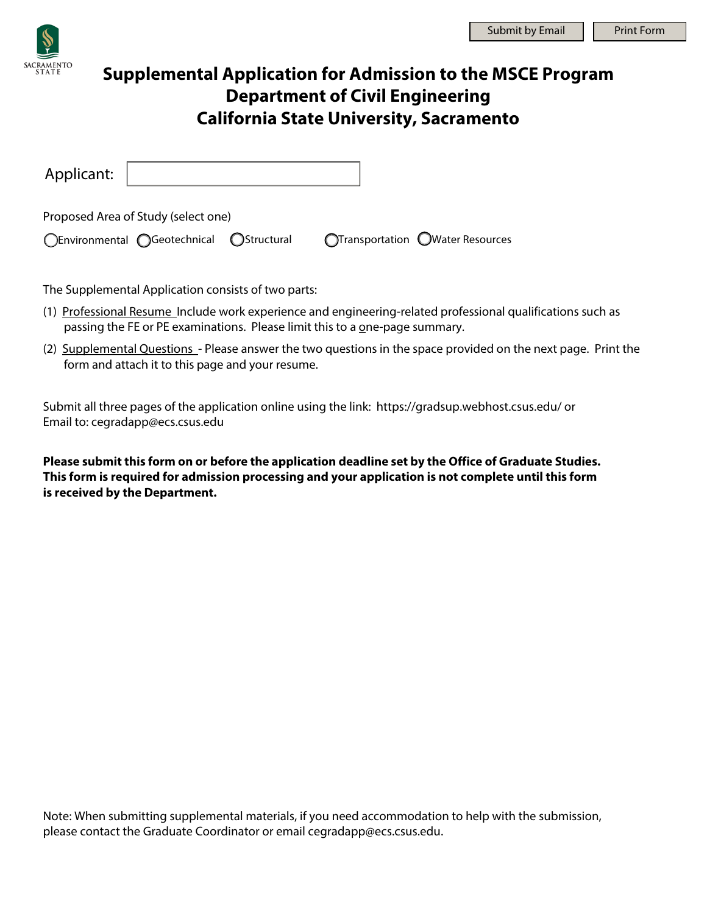Submit by Email | Print Form

SACRAMENTO STATE

# Supplemental Application for Admission to the MSCE Program
## Department of Civil Engineering
## California State University, Sacramento

Applicant: ____________________

Proposed Area of Study (select one)

◯ Environmental ◯ Geotechnical ◯ Structural ◯ Transportation ◯ Water Resources

The Supplemental Application consists of two parts:

(1) Professional Resume Include work experience and engineering-related professional qualifications such as passing the FE or PE examinations. Please limit this to a one-page summary.

(2) Supplemental Questions - Please answer the two questions in the space provided on the next page. Print the form and attach it to this page and your resume.

Submit all three pages of the application online using the link: https://gradsup.webhost.csus.edu/ or
Email to: cegradapp@ecs.csus.edu

**Please submit this form on or before the application deadline set by the Office of Graduate Studies. This form is required for admission processing and your application is not complete until this form is received by the Department.**

Note: When submitting supplemental materials, if you need accommodation to help with the submission, please contact the Graduate Coordinator or email cegradapp@ecs.csus.edu.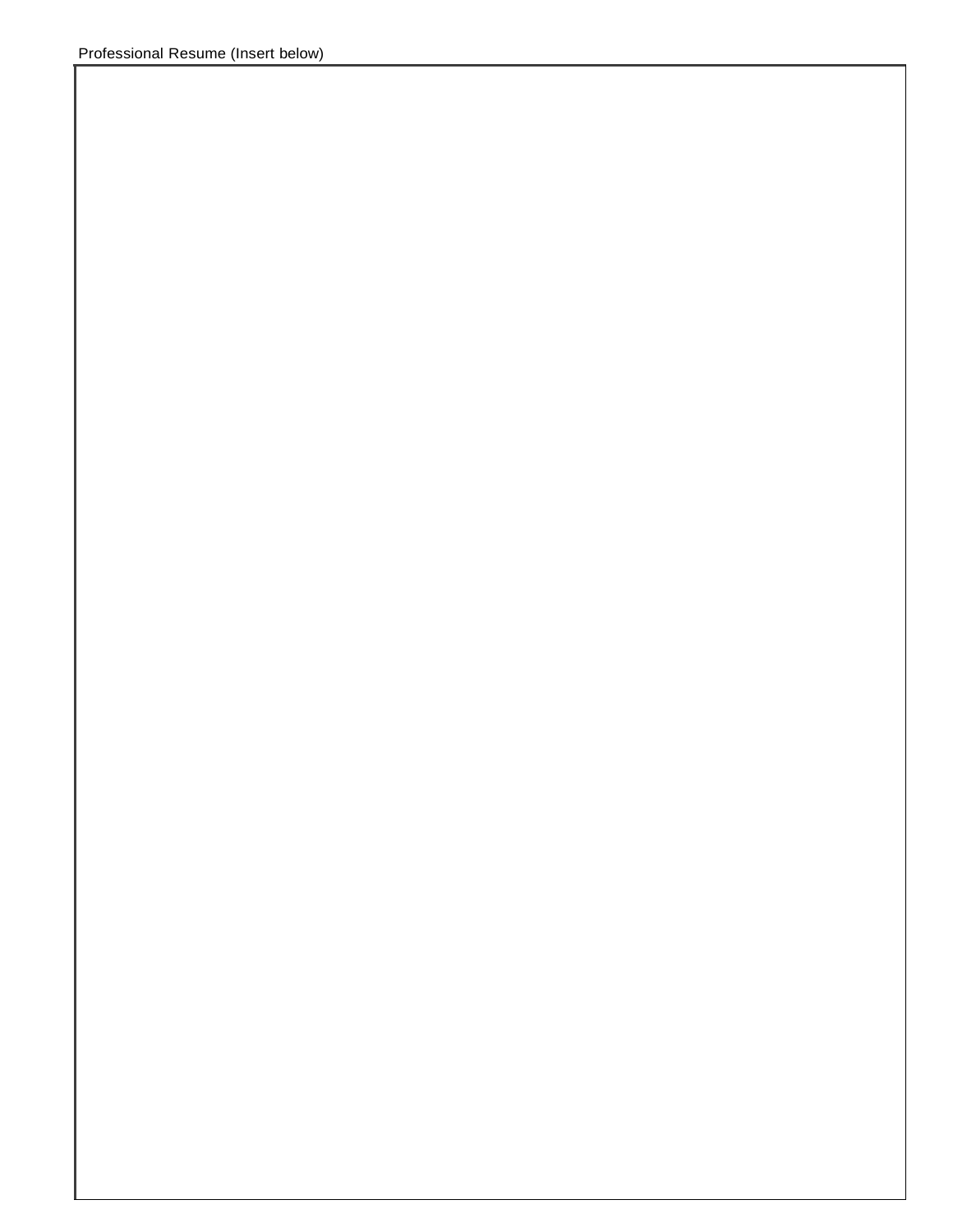Professional Resume (Insert below)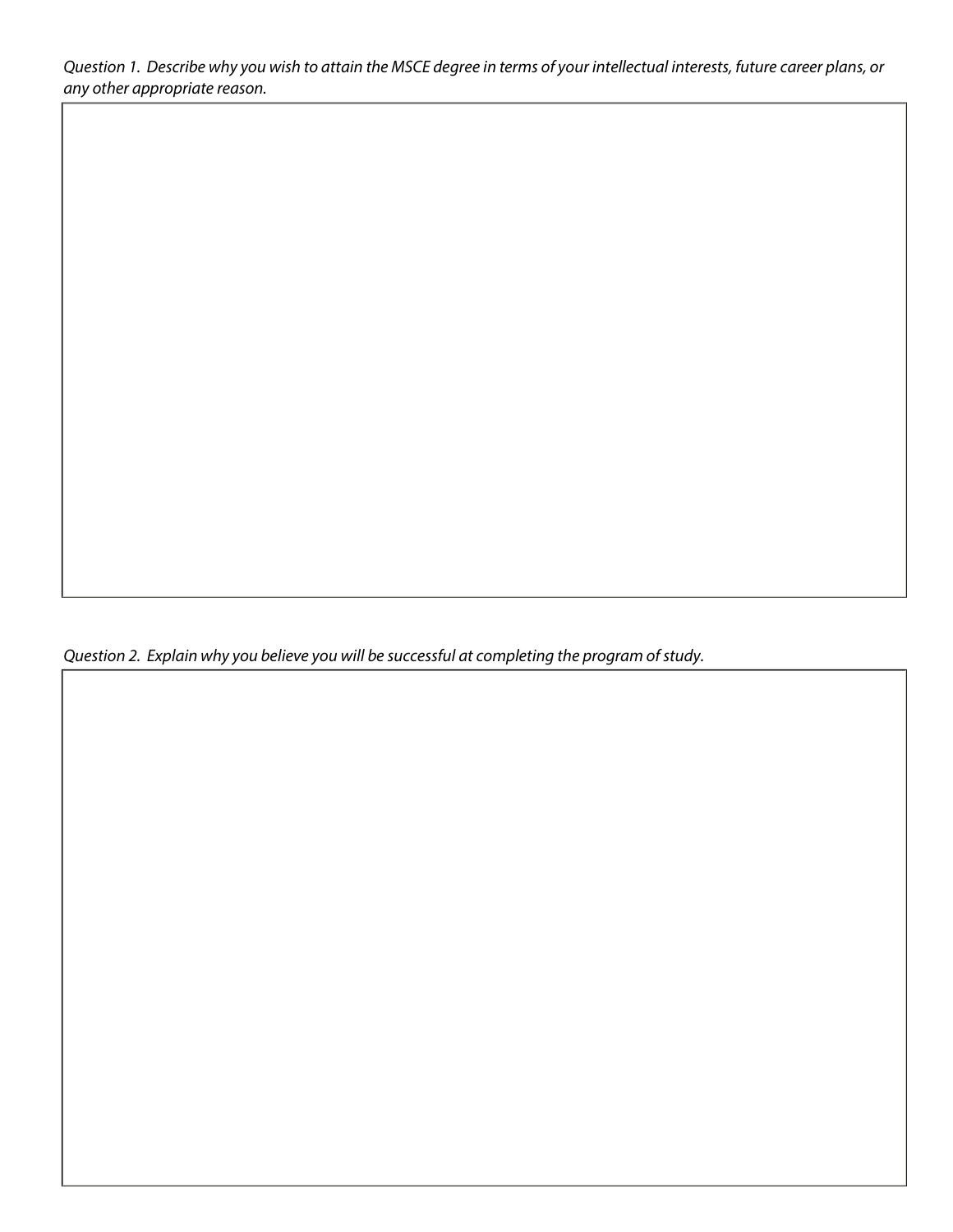*Question 1. Describe why you wish to attain the MSCE degree in terms of your intellectual interests, future career plans, or any other appropriate reason.*

*Question 2. Explain why you believe you will be successful at completing the program of study.*